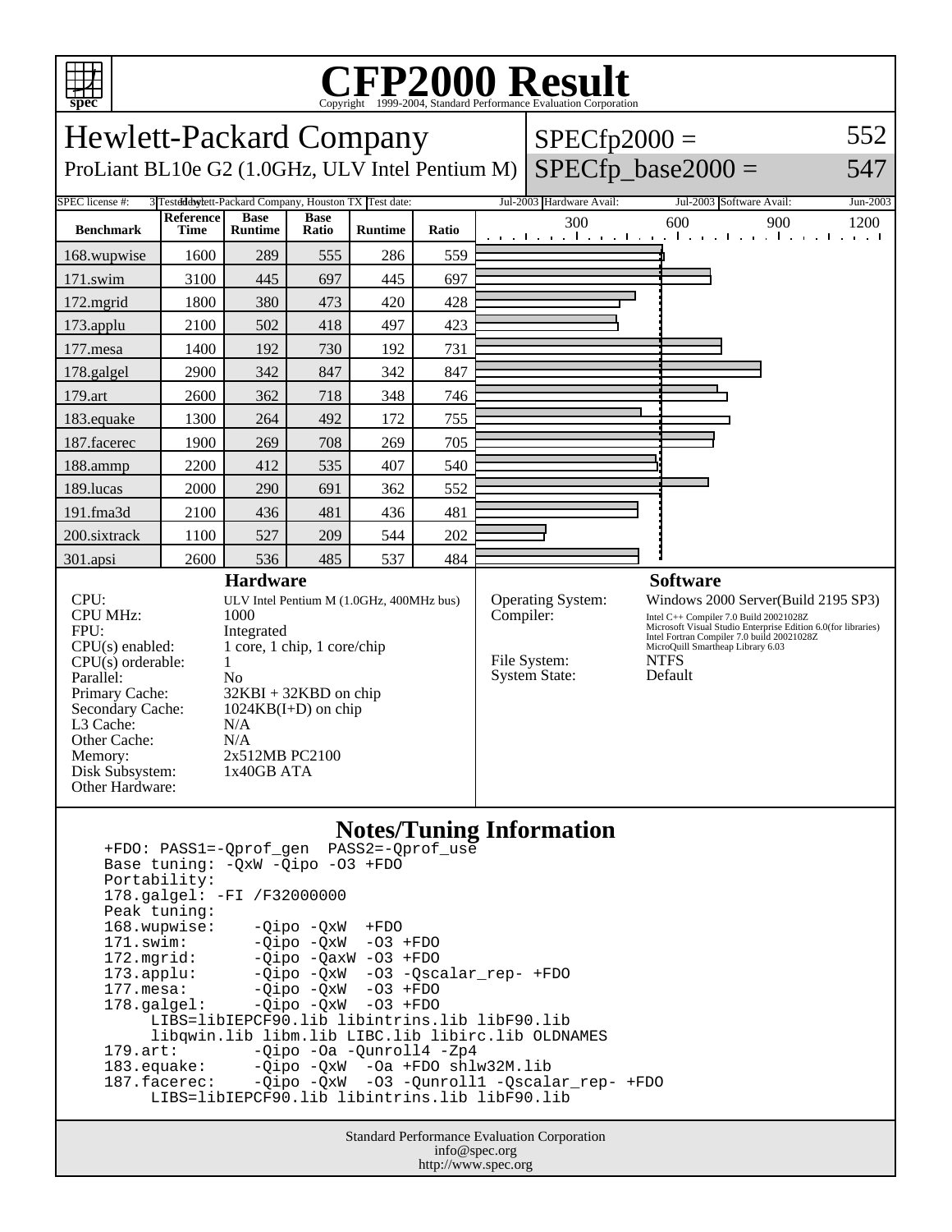# CFP2000 Result

Copyright 1999-2004, Standard Performance Evaluation Corporation

## Hewlett-Packard Company

ProLiant BL10e G2 (1.0GHz, ULV Intel Pentium M)

SPECfp2000 = 552

SPECfp_base2000 = 547

SPEC license #: 3 | Tested by: Hewlett-Packard Company, Houston TX | Test date: Jul-2003 | Hardware Avail: Jul-2003 | Software Avail: Jun-2003

| Benchmark | Reference Time | Base Runtime | Base Ratio | Runtime | Ratio |
|---|---|---|---|---|---|
| 168.wupwise | 1600 | 289 | 555 | 286 | 559 |
| 171.swim | 3100 | 445 | 697 | 445 | 697 |
| 172.mgrid | 1800 | 380 | 473 | 420 | 428 |
| 173.applu | 2100 | 502 | 418 | 497 | 423 |
| 177.mesa | 1400 | 192 | 730 | 192 | 731 |
| 178.galgel | 2900 | 342 | 847 | 342 | 847 |
| 179.art | 2600 | 362 | 718 | 348 | 746 |
| 183.equake | 1300 | 264 | 492 | 172 | 755 |
| 187.facerec | 1900 | 269 | 708 | 269 | 705 |
| 188.ammp | 2200 | 412 | 535 | 407 | 540 |
| 189.lucas | 2000 | 290 | 691 | 362 | 552 |
| 191.fma3d | 2100 | 436 | 481 | 436 | 481 |
| 200.sixtrack | 1100 | 527 | 209 | 544 | 202 |
| 301.apsi | 2600 | 536 | 485 | 537 | 484 |

### Hardware

| | |
|---|---|
| CPU: | ULV Intel Pentium M (1.0GHz, 400MHz bus) |
| CPU MHz: | 1000 |
| FPU: | Integrated |
| CPU(s) enabled: | 1 core, 1 chip, 1 core/chip |
| CPU(s) orderable: | 1 |
| Parallel: | No |
| Primary Cache: | 32KBI + 32KBD on chip |
| Secondary Cache: | 1024KB(I+D) on chip |
| L3 Cache: | N/A |
| Other Cache: | N/A |
| Memory: | 2x512MB PC2100 |
| Disk Subsystem: | 1x40GB ATA |
| Other Hardware: | |

### Software

| | |
|---|---|
| Operating System: | Windows 2000 Server(Build 2195 SP3) |
| Compiler: | Intel C++ Compiler 7.0 Build 20021028Z<br>Microsoft Visual Studio Enterprise Edition 6.0(for libraries)<br>Intel Fortran Compiler 7.0 build 20021028Z<br>MicroQuill Smartheap Library 6.03 |
| File System: | NTFS |
| System State: | Default |

### Notes/Tuning Information

```
+FDO: PASS1=-Qprof_gen  PASS2=-Qprof_use
Base tuning: -QxW -Qipo -O3 +FDO
Portability:
178.galgel: -FI /F32000000
Peak tuning:
168.wupwise:    -Qipo -QxW  +FDO
171.swim:       -Qipo -QxW  -O3 +FDO
172.mgrid:      -Qipo -QaxW -O3 +FDO
173.applu:      -Qipo -QxW  -O3 -Qscalar_rep- +FDO
177.mesa:       -Qipo -QxW  -O3 +FDO
178.galgel:     -Qipo -QxW  -O3 +FDO
     LIBS=libIEPCF90.lib libintrins.lib libF90.lib
     libqwin.lib libm.lib LIBC.lib libirc.lib OLDNAMES
179.art:        -Qipo -Oa -Qunroll4 -Zp4
183.equake:     -Qipo -QxW  -Oa +FDO shlw32M.lib
187.facerec:    -Qipo -QxW  -O3 -Qunroll1 -Qscalar_rep- +FDO
     LIBS=libIEPCF90.lib libintrins.lib libF90.lib
```

Standard Performance Evaluation Corporation
info@spec.org
http://www.spec.org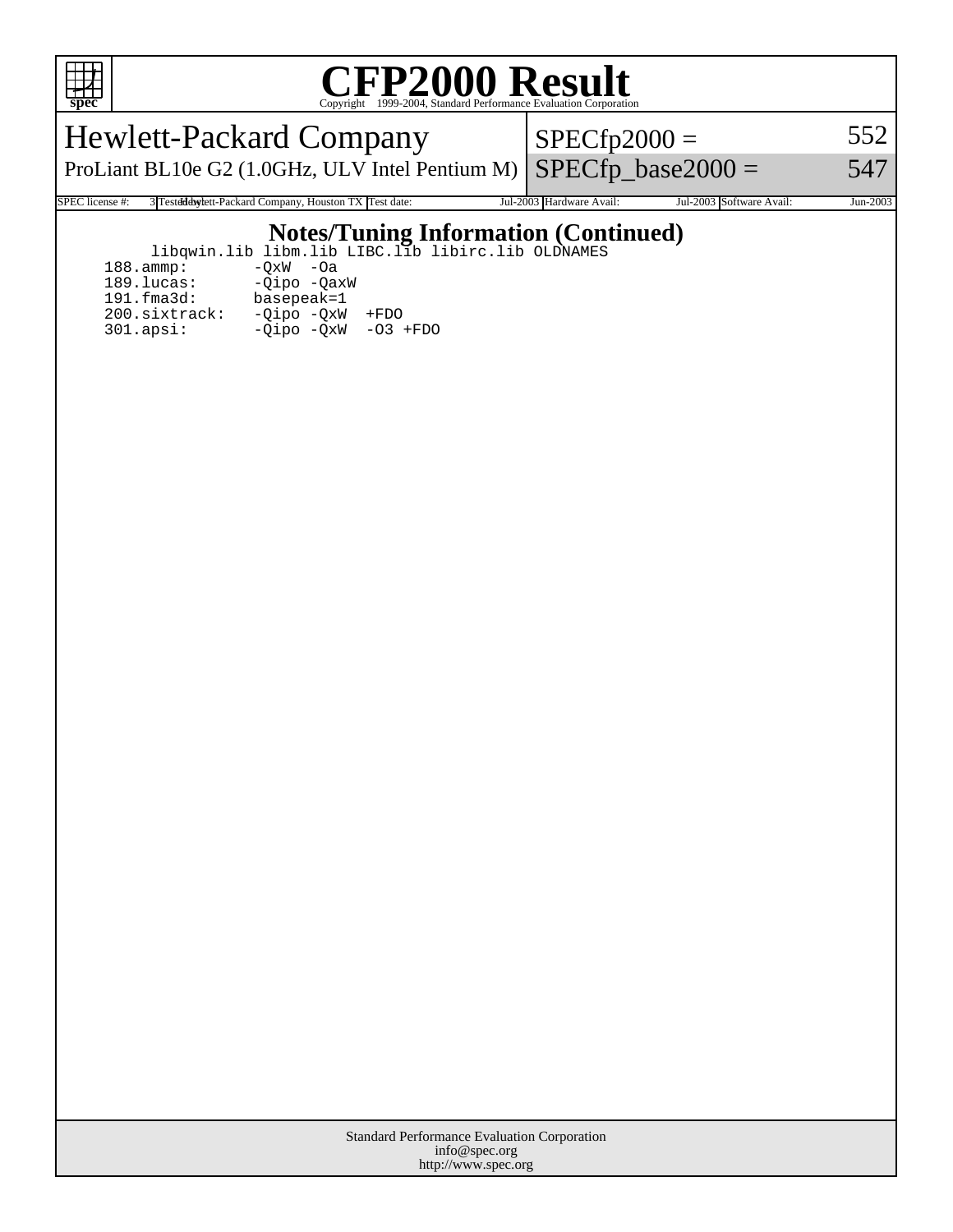# CFP2000 Result

Copyright 1999-2004, Standard Performance Evaluation Corporation

## Hewlett-Packard Company

ProLiant BL10e G2 (1.0GHz, ULV Intel Pentium M)

SPECfp2000 = 552

SPECfp_base2000 = 547

| SPEC license #: | 3 | Tested by: | Hewlett-Packard Company, Houston TX | Test date: | Jul-2003 | Hardware Avail: | Jul-2003 | Software Avail: | Jun-2003 |
|---|---|---|---|---|---|---|---|---|---|

### Notes/Tuning Information (Continued)

```
        libqwin.lib libm.lib LIBC.lib libirc.lib OLDNAMES
     188.ammp:       -QxW  -Oa
     189.lucas:      -Qipo -QaxW
     191.fma3d:      basepeak=1
     200.sixtrack:   -Qipo -QxW  +FDO
     301.apsi:       -Qipo -QxW  -O3 +FDO
```

Standard Performance Evaluation Corporation
info@spec.org
http://www.spec.org